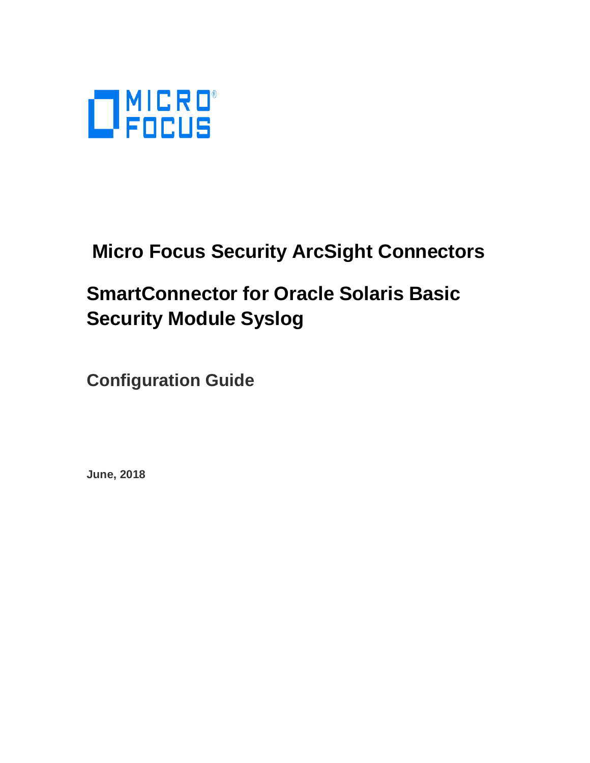MICRO FOCUS

# Micro Focus Security ArcSight Connectors

# SmartConnector for Oracle Solaris Basic Security Module Syslog

## Configuration Guide

**June, 2018**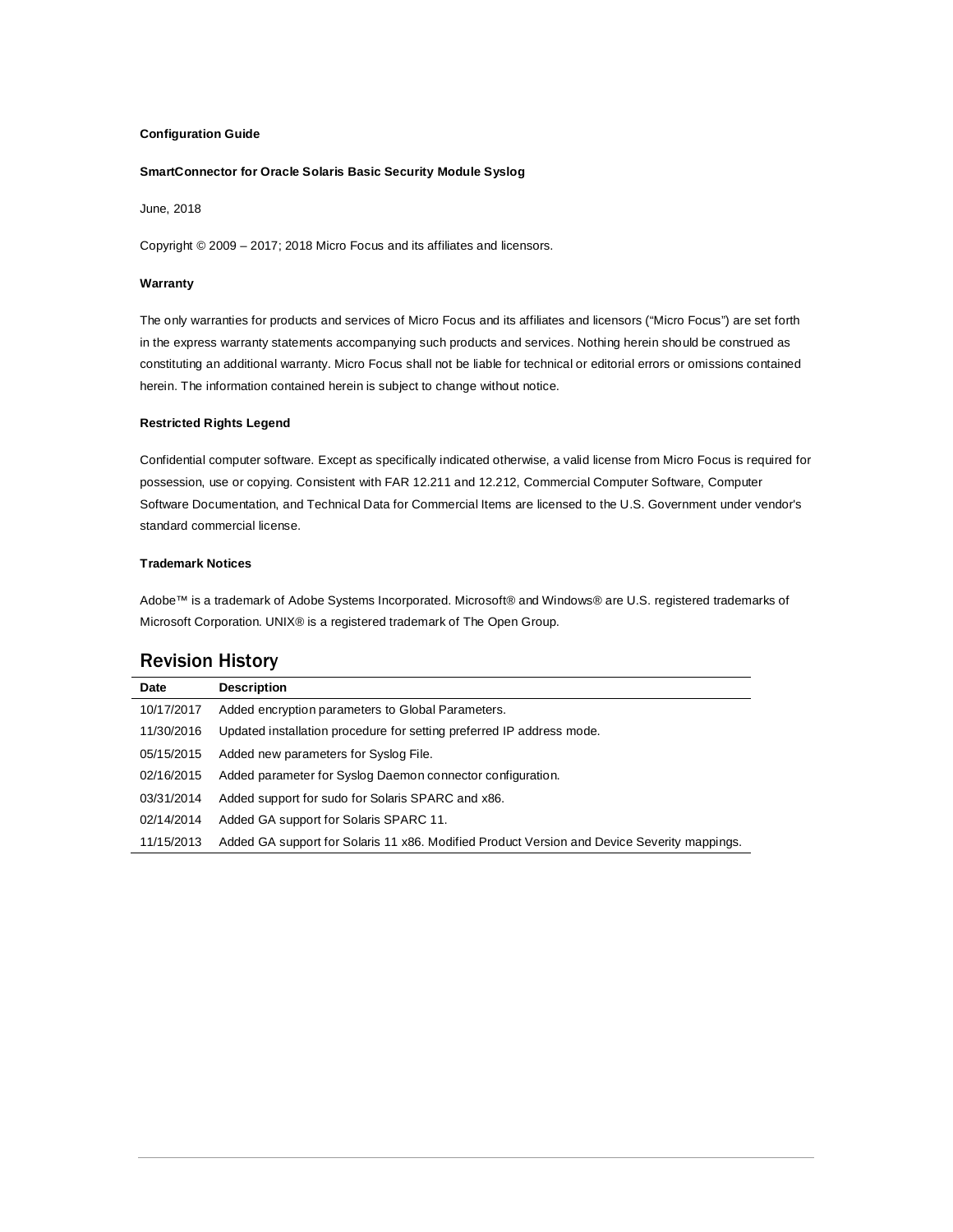**Configuration Guide**

**SmartConnector for Oracle Solaris Basic Security Module Syslog**

June, 2018

Copyright © 2009 – 2017; 2018 Micro Focus and its affiliates and licensors.

**Warranty**

The only warranties for products and services of Micro Focus and its affiliates and licensors ("Micro Focus") are set forth in the express warranty statements accompanying such products and services. Nothing herein should be construed as constituting an additional warranty. Micro Focus shall not be liable for technical or editorial errors or omissions contained herein. The information contained herein is subject to change without notice.

**Restricted Rights Legend**

Confidential computer software. Except as specifically indicated otherwise, a valid license from Micro Focus is required for possession, use or copying. Consistent with FAR 12.211 and 12.212, Commercial Computer Software, Computer Software Documentation, and Technical Data for Commercial Items are licensed to the U.S. Government under vendor's standard commercial license.

**Trademark Notices**

Adobe™ is a trademark of Adobe Systems Incorporated. Microsoft® and Windows® are U.S. registered trademarks of Microsoft Corporation. UNIX® is a registered trademark of The Open Group.

## Revision History

| Date | Description |
|---|---|
| 10/17/2017 | Added encryption parameters to Global Parameters. |
| 11/30/2016 | Updated installation procedure for setting preferred IP address mode. |
| 05/15/2015 | Added new parameters for Syslog File. |
| 02/16/2015 | Added parameter for Syslog Daemon connector configuration. |
| 03/31/2014 | Added support for sudo for Solaris SPARC and x86. |
| 02/14/2014 | Added GA support for Solaris SPARC 11. |
| 11/15/2013 | Added GA support for Solaris 11 x86. Modified Product Version and Device Severity mappings. |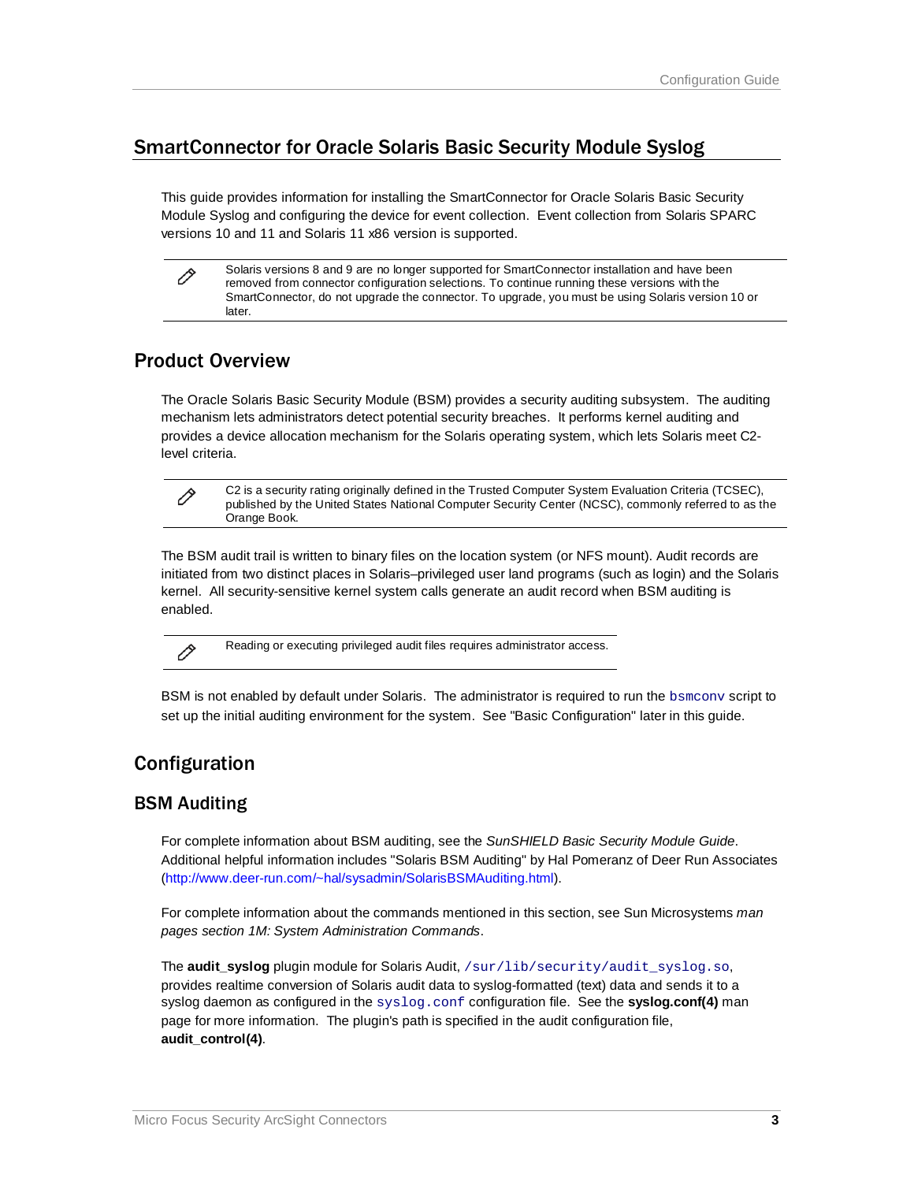## SmartConnector for Oracle Solaris Basic Security Module Syslog

This guide provides information for installing the SmartConnector for Oracle Solaris Basic Security Module Syslog and configuring the device for event collection. Event collection from Solaris SPARC versions 10 and 11 and Solaris 11 x86 version is supported.

> Solaris versions 8 and 9 are no longer supported for SmartConnector installation and have been removed from connector configuration selections. To continue running these versions with the SmartConnector, do not upgrade the connector. To upgrade, you must be using Solaris version 10 or later.

### Product Overview

The Oracle Solaris Basic Security Module (BSM) provides a security auditing subsystem. The auditing mechanism lets administrators detect potential security breaches. It performs kernel auditing and provides a device allocation mechanism for the Solaris operating system, which lets Solaris meet C2-level criteria.

> C2 is a security rating originally defined in the Trusted Computer System Evaluation Criteria (TCSEC), published by the United States National Computer Security Center (NCSC), commonly referred to as the Orange Book.

The BSM audit trail is written to binary files on the location system (or NFS mount). Audit records are initiated from two distinct places in Solaris–privileged user land programs (such as login) and the Solaris kernel. All security-sensitive kernel system calls generate an audit record when BSM auditing is enabled.

> Reading or executing privileged audit files requires administrator access.

BSM is not enabled by default under Solaris. The administrator is required to run the `bsmconv` script to set up the initial auditing environment for the system. See "Basic Configuration" later in this guide.

### Configuration

#### BSM Auditing

For complete information about BSM auditing, see the *SunSHIELD Basic Security Module Guide*. Additional helpful information includes "Solaris BSM Auditing" by Hal Pomeranz of Deer Run Associates (http://www.deer-run.com/~hal/sysadmin/SolarisBSMAuditing.html).

For complete information about the commands mentioned in this section, see Sun Microsystems *man pages section 1M: System Administration Commands*.

The **audit_syslog** plugin module for Solaris Audit, `/sur/lib/security/audit_syslog.so`, provides realtime conversion of Solaris audit data to syslog-formatted (text) data and sends it to a syslog daemon as configured in the `syslog.conf` configuration file. See the **syslog.conf(4)** man page for more information. The plugin's path is specified in the audit configuration file, **audit_control(4)**.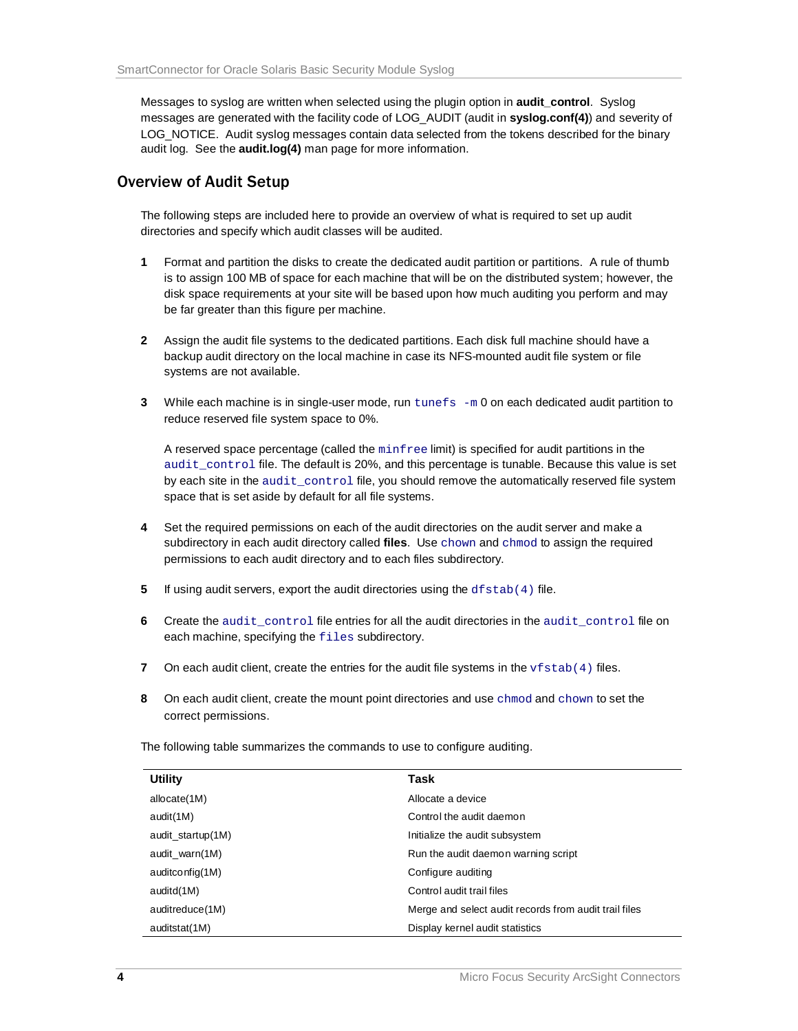Messages to syslog are written when selected using the plugin option in **audit_control**. Syslog messages are generated with the facility code of LOG_AUDIT (audit in **syslog.conf(4)**) and severity of LOG_NOTICE. Audit syslog messages contain data selected from the tokens described for the binary audit log. See the **audit.log(4)** man page for more information.

## Overview of Audit Setup

The following steps are included here to provide an overview of what is required to set up audit directories and specify which audit classes will be audited.

1. Format and partition the disks to create the dedicated audit partition or partitions. A rule of thumb is to assign 100 MB of space for each machine that will be on the distributed system; however, the disk space requirements at your site will be based upon how much auditing you perform and may be far greater than this figure per machine.

2. Assign the audit file systems to the dedicated partitions. Each disk full machine should have a backup audit directory on the local machine in case its NFS-mounted audit file system or file systems are not available.

3. While each machine is in single-user mode, run `tunefs -m` 0 on each dedicated audit partition to reduce reserved file system space to 0%.

   A reserved space percentage (called the `minfree` limit) is specified for audit partitions in the `audit_control` file. The default is 20%, and this percentage is tunable. Because this value is set by each site in the `audit_control` file, you should remove the automatically reserved file system space that is set aside by default for all file systems.

4. Set the required permissions on each of the audit directories on the audit server and make a subdirectory in each audit directory called **files**. Use `chown` and `chmod` to assign the required permissions to each audit directory and to each files subdirectory.

5. If using audit servers, export the audit directories using the `dfstab(4)` file.

6. Create the `audit_control` file entries for all the audit directories in the `audit_control` file on each machine, specifying the `files` subdirectory.

7. On each audit client, create the entries for the audit file systems in the `vfstab(4)` files.

8. On each audit client, create the mount point directories and use `chmod` and `chown` to set the correct permissions.

The following table summarizes the commands to use to configure auditing.

| Utility | Task |
|---|---|
| allocate(1M) | Allocate a device |
| audit(1M) | Control the audit daemon |
| audit_startup(1M) | Initialize the audit subsystem |
| audit_warn(1M) | Run the audit daemon warning script |
| auditconfig(1M) | Configure auditing |
| auditd(1M) | Control audit trail files |
| auditreduce(1M) | Merge and select audit records from audit trail files |
| auditstat(1M) | Display kernel audit statistics |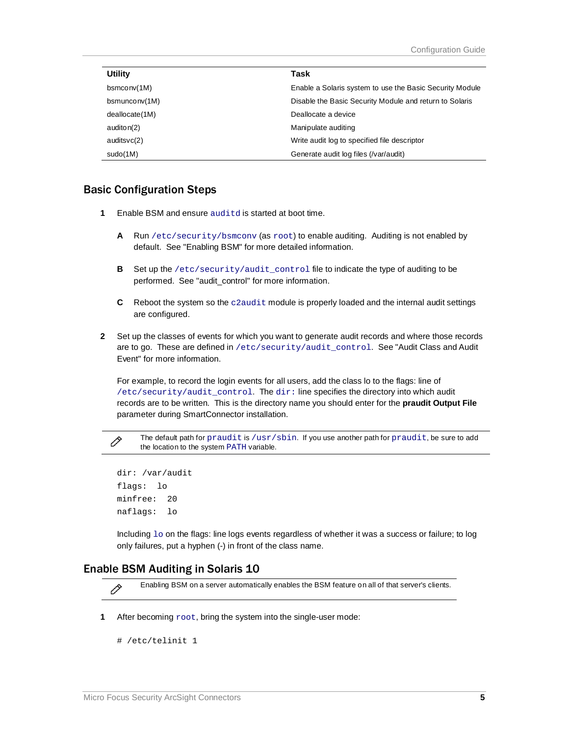| Utility | Task |
| --- | --- |
| bsmconv(1M) | Enable a Solaris system to use the Basic Security Module |
| bsmunconv(1M) | Disable the Basic Security Module and return to Solaris |
| deallocate(1M) | Deallocate a device |
| auditon(2) | Manipulate auditing |
| auditsvc(2) | Write audit log to specified file descriptor |
| sudo(1M) | Generate audit log files (/var/audit) |

## Basic Configuration Steps

**1** Enable BSM and ensure `auditd` is started at boot time.

   **A** Run `/etc/security/bsmconv` (as `root`) to enable auditing. Auditing is not enabled by default. See "Enabling BSM" for more detailed information.

   **B** Set up the `/etc/security/audit_control` file to indicate the type of auditing to be performed. See "audit_control" for more information.

   **C** Reboot the system so the `c2audit` module is properly loaded and the internal audit settings are configured.

**2** Set up the classes of events for which you want to generate audit records and where those records are to go. These are defined in `/etc/security/audit_control`. See "Audit Class and Audit Event" for more information.

For example, to record the login events for all users, add the class lo to the flags: line of `/etc/security/audit_control`. The `dir:` line specifies the directory into which audit records are to be written. This is the directory name you should enter for the **praudit Output File** parameter during SmartConnector installation.

> The default path for `praudit` is `/usr/sbin`. If you use another path for `praudit`, be sure to add the location to the system `PATH` variable.

```
dir: /var/audit
flags:  lo
minfree:  20
naflags:  lo
```

Including `lo` on the flags: line logs events regardless of whether it was a success or failure; to log only failures, put a hyphen (-) in front of the class name.

## Enable BSM Auditing in Solaris 10

> Enabling BSM on a server automatically enables the BSM feature on all of that server's clients.

**1** After becoming `root`, bring the system into the single-user mode:

```
# /etc/telinit 1
```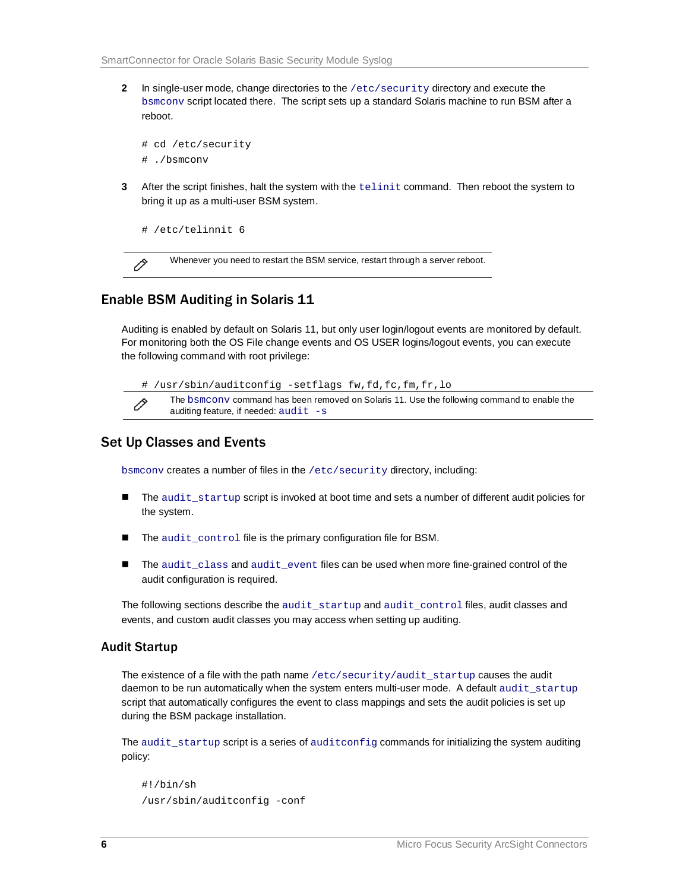2. In single-user mode, change directories to the `/etc/security` directory and execute the `bsmconv` script located there. The script sets up a standard Solaris machine to run BSM after a reboot.

   ```
   # cd /etc/security
   # ./bsmconv
   ```

3. After the script finishes, halt the system with the `telinit` command. Then reboot the system to bring it up as a multi-user BSM system.

   ```
   # /etc/telinnit 6
   ```

> Whenever you need to restart the BSM service, restart through a server reboot.

## Enable BSM Auditing in Solaris 11

Auditing is enabled by default on Solaris 11, but only user login/logout events are monitored by default. For monitoring both the OS File change events and OS USER logins/logout events, you can execute the following command with root privilege:

```
# /usr/sbin/auditconfig -setflags fw,fd,fc,fm,fr,lo
```

> The `bsmconv` command has been removed on Solaris 11. Use the following command to enable the auditing feature, if needed: `audit -s`

## Set Up Classes and Events

`bsmconv` creates a number of files in the `/etc/security` directory, including:

- The `audit_startup` script is invoked at boot time and sets a number of different audit policies for the system.
- The `audit_control` file is the primary configuration file for BSM.
- The `audit_class` and `audit_event` files can be used when more fine-grained control of the audit configuration is required.

The following sections describe the `audit_startup` and `audit_control` files, audit classes and events, and custom audit classes you may access when setting up auditing.

### Audit Startup

The existence of a file with the path name `/etc/security/audit_startup` causes the audit daemon to be run automatically when the system enters multi-user mode. A default `audit_startup` script that automatically configures the event to class mappings and sets the audit policies is set up during the BSM package installation.

The `audit_startup` script is a series of `auditconfig` commands for initializing the system auditing policy:

```
#!/bin/sh
/usr/sbin/auditconfig -conf
```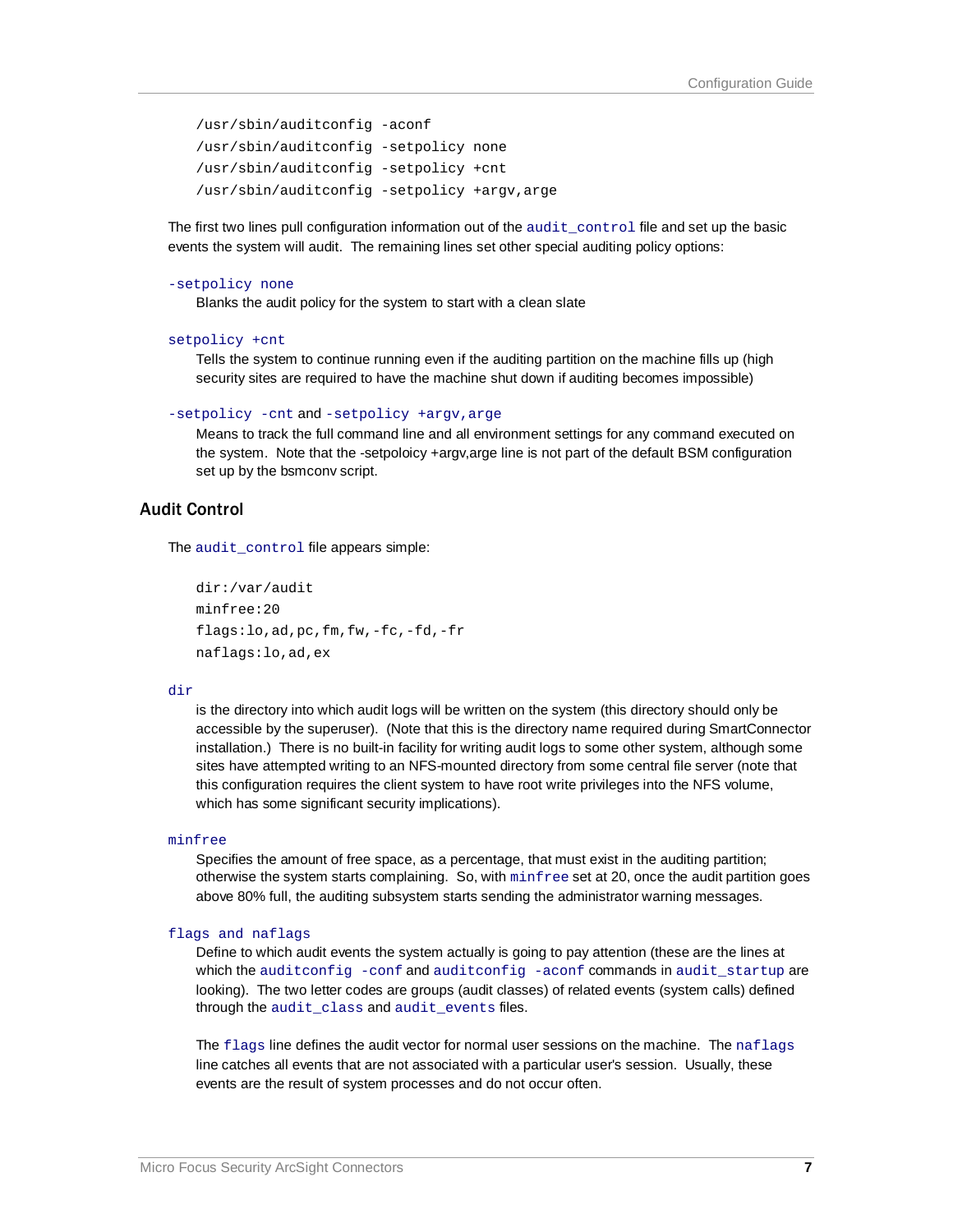```
/usr/sbin/auditconfig -aconf
/usr/sbin/auditconfig -setpolicy none
/usr/sbin/auditconfig -setpolicy +cnt
/usr/sbin/auditconfig -setpolicy +argv,arge
```

The first two lines pull configuration information out of the `audit_control` file and set up the basic events the system will audit. The remaining lines set other special auditing policy options:

`-setpolicy none`
: Blanks the audit policy for the system to start with a clean slate

`setpolicy +cnt`
: Tells the system to continue running even if the auditing partition on the machine fills up (high security sites are required to have the machine shut down if auditing becomes impossible)

`-setpolicy -cnt` and `-setpolicy +argv,arge`
: Means to track the full command line and all environment settings for any command executed on the system. Note that the -setpoloicy +argv,arge line is not part of the default BSM configuration set up by the bsmconv script.

## Audit Control

The `audit_control` file appears simple:

```
dir:/var/audit
minfree:20
flags:lo,ad,pc,fm,fw,-fc,-fd,-fr
naflags:lo,ad,ex
```

`dir`
: is the directory into which audit logs will be written on the system (this directory should only be accessible by the superuser). (Note that this is the directory name required during SmartConnector installation.) There is no built-in facility for writing audit logs to some other system, although some sites have attempted writing to an NFS-mounted directory from some central file server (note that this configuration requires the client system to have root write privileges into the NFS volume, which has some significant security implications).

`minfree`
: Specifies the amount of free space, as a percentage, that must exist in the auditing partition; otherwise the system starts complaining. So, with `minfree` set at 20, once the audit partition goes above 80% full, the auditing subsystem starts sending the administrator warning messages.

`flags and naflags`
: Define to which audit events the system actually is going to pay attention (these are the lines at which the `auditconfig -conf` and `auditconfig -aconf` commands in `audit_startup` are looking). The two letter codes are groups (audit classes) of related events (system calls) defined through the `audit_class` and `audit_events` files.

  The `flags` line defines the audit vector for normal user sessions on the machine. The `naflags` line catches all events that are not associated with a particular user's session. Usually, these events are the result of system processes and do not occur often.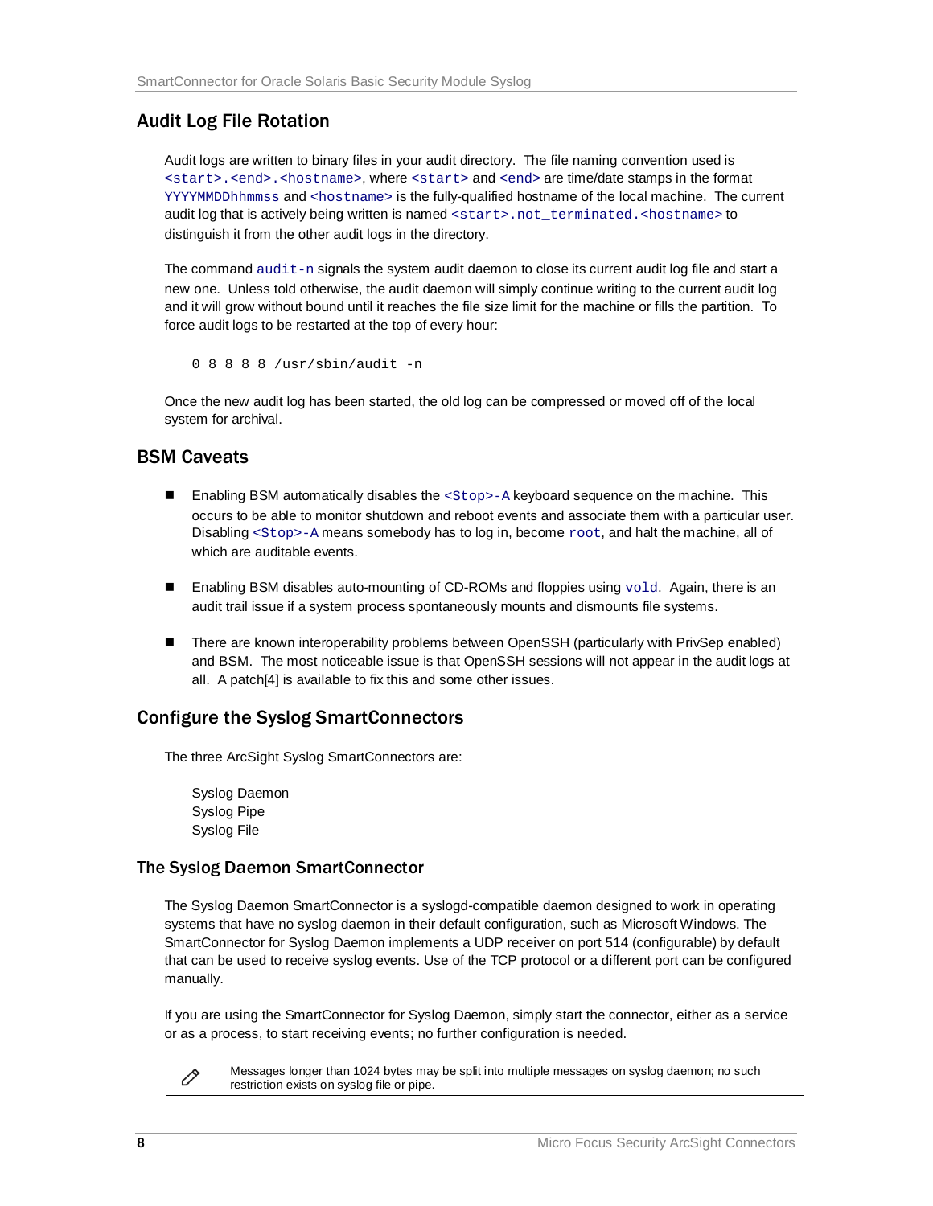## Audit Log File Rotation

Audit logs are written to binary files in your audit directory. The file naming convention used is `<start>.<end>.<hostname>`, where `<start>` and `<end>` are time/date stamps in the format `YYYYMMDDhhmmss` and `<hostname>` is the fully-qualified hostname of the local machine. The current audit log that is actively being written is named `<start>.not_terminated.<hostname>` to distinguish it from the other audit logs in the directory.

The command `audit-n` signals the system audit daemon to close its current audit log file and start a new one. Unless told otherwise, the audit daemon will simply continue writing to the current audit log and it will grow without bound until it reaches the file size limit for the machine or fills the partition. To force audit logs to be restarted at the top of every hour:

```
0 8 8 8 8 /usr/sbin/audit -n
```

Once the new audit log has been started, the old log can be compressed or moved off of the local system for archival.

## BSM Caveats

- Enabling BSM automatically disables the `<Stop>-A` keyboard sequence on the machine. This occurs to be able to monitor shutdown and reboot events and associate them with a particular user. Disabling `<Stop>-A` means somebody has to log in, become `root`, and halt the machine, all of which are auditable events.
- Enabling BSM disables auto-mounting of CD-ROMs and floppies using `vold`. Again, there is an audit trail issue if a system process spontaneously mounts and dismounts file systems.
- There are known interoperability problems between OpenSSH (particularly with PrivSep enabled) and BSM. The most noticeable issue is that OpenSSH sessions will not appear in the audit logs at all. A patch[4] is available to fix this and some other issues.

## Configure the Syslog SmartConnectors

The three ArcSight Syslog SmartConnectors are:

Syslog Daemon
Syslog Pipe
Syslog File

### The Syslog Daemon SmartConnector

The Syslog Daemon SmartConnector is a syslogd-compatible daemon designed to work in operating systems that have no syslog daemon in their default configuration, such as Microsoft Windows. The SmartConnector for Syslog Daemon implements a UDP receiver on port 514 (configurable) by default that can be used to receive syslog events. Use of the TCP protocol or a different port can be configured manually.

If you are using the SmartConnector for Syslog Daemon, simply start the connector, either as a service or as a process, to start receiving events; no further configuration is needed.

> Messages longer than 1024 bytes may be split into multiple messages on syslog daemon; no such restriction exists on syslog file or pipe.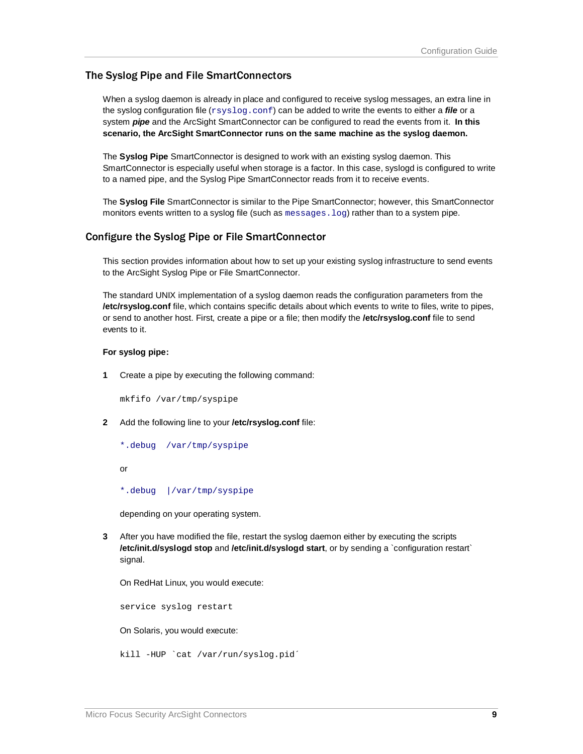## The Syslog Pipe and File SmartConnectors

When a syslog daemon is already in place and configured to receive syslog messages, an extra line in the syslog configuration file (`rsyslog.conf`) can be added to write the events to either a ***file*** or a system ***pipe*** and the ArcSight SmartConnector can be configured to read the events from it. **In this scenario, the ArcSight SmartConnector runs on the same machine as the syslog daemon.**

The **Syslog Pipe** SmartConnector is designed to work with an existing syslog daemon. This SmartConnector is especially useful when storage is a factor. In this case, syslogd is configured to write to a named pipe, and the Syslog Pipe SmartConnector reads from it to receive events.

The **Syslog File** SmartConnector is similar to the Pipe SmartConnector; however, this SmartConnector monitors events written to a syslog file (such as `messages.log`) rather than to a system pipe.

## Configure the Syslog Pipe or File SmartConnector

This section provides information about how to set up your existing syslog infrastructure to send events to the ArcSight Syslog Pipe or File SmartConnector.

The standard UNIX implementation of a syslog daemon reads the configuration parameters from the **/etc/rsyslog.conf** file, which contains specific details about which events to write to files, write to pipes, or send to another host. First, create a pipe or a file; then modify the **/etc/rsyslog.conf** file to send events to it.

**For syslog pipe:**

1. Create a pipe by executing the following command:

   ```
   mkfifo /var/tmp/syspipe
   ```

2. Add the following line to your **/etc/rsyslog.conf** file:

   ```
   *.debug  /var/tmp/syspipe
   ```

   or

   ```
   *.debug  |/var/tmp/syspipe
   ```

   depending on your operating system.

3. After you have modified the file, restart the syslog daemon either by executing the scripts **/etc/init.d/syslogd stop** and **/etc/init.d/syslogd start**, or by sending a `configuration restart` signal.

   On RedHat Linux, you would execute:

   ```
   service syslog restart
   ```

   On Solaris, you would execute:

   ```
   kill -HUP `cat /var/run/syslog.pid´
   ```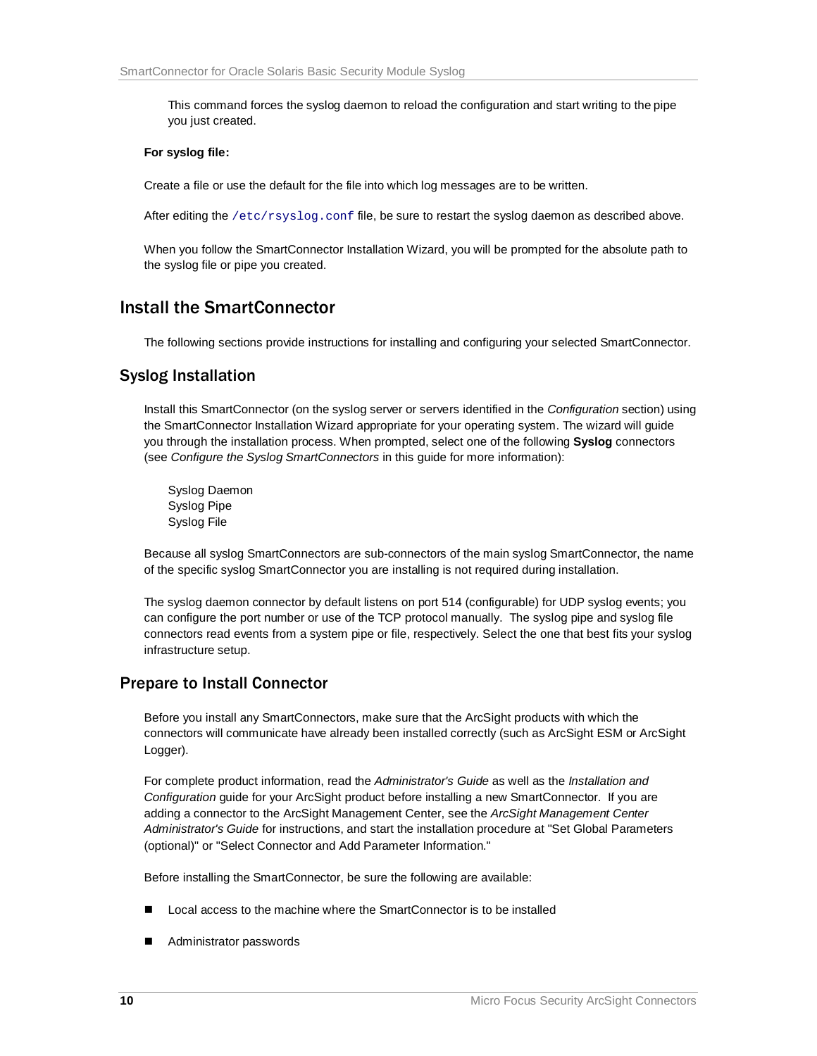This command forces the syslog daemon to reload the configuration and start writing to the pipe you just created.

**For syslog file:**

Create a file or use the default for the file into which log messages are to be written.

After editing the `/etc/rsyslog.conf` file, be sure to restart the syslog daemon as described above.

When you follow the SmartConnector Installation Wizard, you will be prompted for the absolute path to the syslog file or pipe you created.

# Install the SmartConnector

The following sections provide instructions for installing and configuring your selected SmartConnector.

## Syslog Installation

Install this SmartConnector (on the syslog server or servers identified in the *Configuration* section) using the SmartConnector Installation Wizard appropriate for your operating system. The wizard will guide you through the installation process. When prompted, select one of the following **Syslog** connectors (see *Configure the Syslog SmartConnectors* in this guide for more information):

Syslog Daemon
Syslog Pipe
Syslog File

Because all syslog SmartConnectors are sub-connectors of the main syslog SmartConnector, the name of the specific syslog SmartConnector you are installing is not required during installation.

The syslog daemon connector by default listens on port 514 (configurable) for UDP syslog events; you can configure the port number or use of the TCP protocol manually. The syslog pipe and syslog file connectors read events from a system pipe or file, respectively. Select the one that best fits your syslog infrastructure setup.

## Prepare to Install Connector

Before you install any SmartConnectors, make sure that the ArcSight products with which the connectors will communicate have already been installed correctly (such as ArcSight ESM or ArcSight Logger).

For complete product information, read the *Administrator's Guide* as well as the *Installation and Configuration* guide for your ArcSight product before installing a new SmartConnector. If you are adding a connector to the ArcSight Management Center, see the *ArcSight Management Center Administrator's Guide* for instructions, and start the installation procedure at "Set Global Parameters (optional)" or "Select Connector and Add Parameter Information."

Before installing the SmartConnector, be sure the following are available:

- Local access to the machine where the SmartConnector is to be installed
- Administrator passwords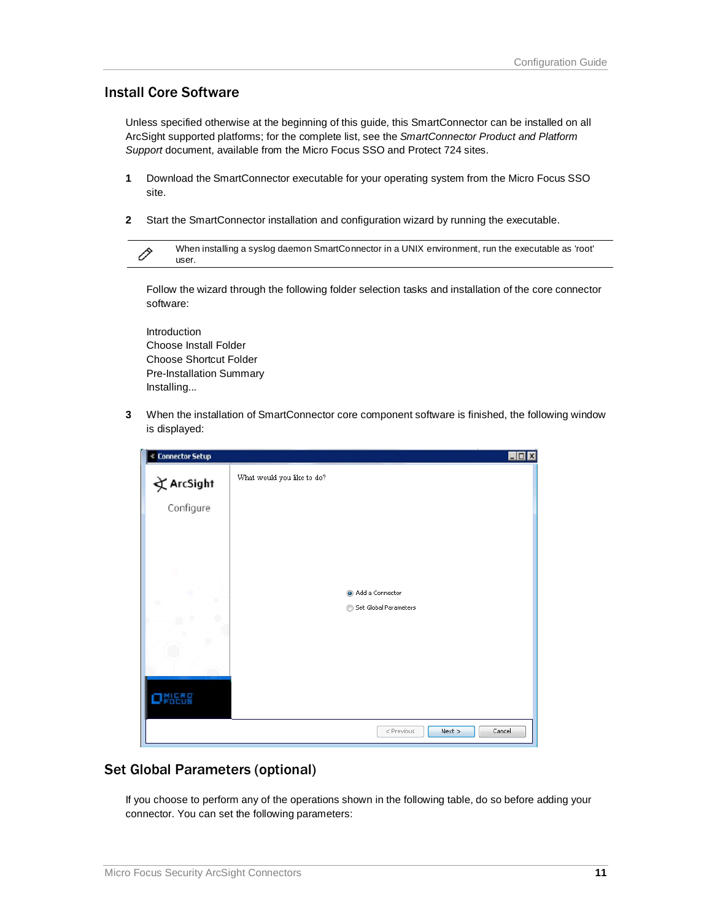## Install Core Software

Unless specified otherwise at the beginning of this guide, this SmartConnector can be installed on all ArcSight supported platforms; for the complete list, see the *SmartConnector Product and Platform Support* document, available from the Micro Focus SSO and Protect 724 sites.

1. Download the SmartConnector executable for your operating system from the Micro Focus SSO site.

2. Start the SmartConnector installation and configuration wizard by running the executable.

   > When installing a syslog daemon SmartConnector in a UNIX environment, run the executable as 'root' user.

   Follow the wizard through the following folder selection tasks and installation of the core connector software:

   Introduction
   Choose Install Folder
   Choose Shortcut Folder
   Pre-Installation Summary
   Installing...

3. When the installation of SmartConnector core component software is finished, the following window is displayed:

## Set Global Parameters (optional)

If you choose to perform any of the operations shown in the following table, do so before adding your connector. You can set the following parameters: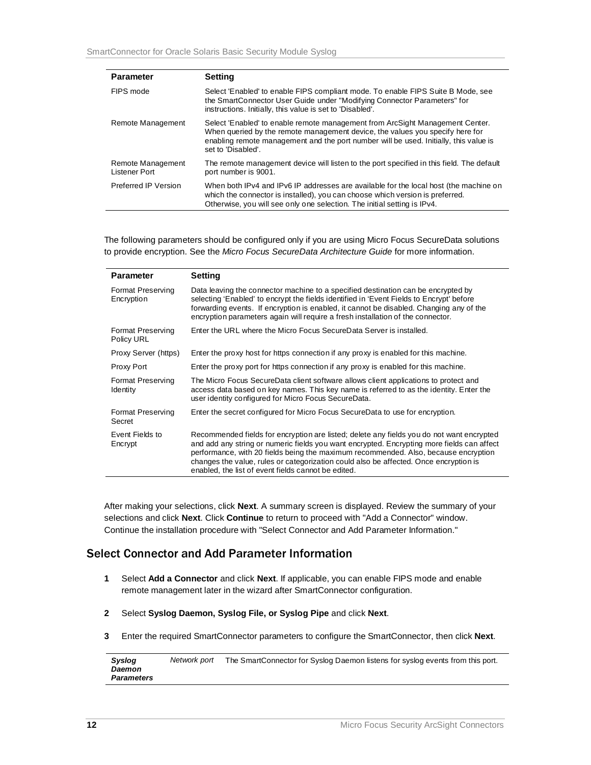| Parameter | Setting |
|---|---|
| FIPS mode | Select 'Enabled' to enable FIPS compliant mode. To enable FIPS Suite B Mode, see the SmartConnector User Guide under "Modifying Connector Parameters" for instructions. Initially, this value is set to 'Disabled'. |
| Remote Management | Select 'Enabled' to enable remote management from ArcSight Management Center. When queried by the remote management device, the values you specify here for enabling remote management and the port number will be used. Initially, this value is set to 'Disabled'. |
| Remote Management Listener Port | The remote management device will listen to the port specified in this field. The default port number is 9001. |
| Preferred IP Version | When both IPv4 and IPv6 IP addresses are available for the local host (the machine on which the connector is installed), you can choose which version is preferred. Otherwise, you will see only one selection. The initial setting is IPv4. |

The following parameters should be configured only if you are using Micro Focus SecureData solutions to provide encryption. See the *Micro Focus SecureData Architecture Guide* for more information.

| Parameter | Setting |
|---|---|
| Format Preserving Encryption | Data leaving the connector machine to a specified destination can be encrypted by selecting 'Enabled' to encrypt the fields identified in 'Event Fields to Encrypt' before forwarding events. If encryption is enabled, it cannot be disabled. Changing any of the encryption parameters again will require a fresh installation of the connector. |
| Format Preserving Policy URL | Enter the URL where the Micro Focus SecureData Server is installed. |
| Proxy Server (https) | Enter the proxy host for https connection if any proxy is enabled for this machine. |
| Proxy Port | Enter the proxy port for https connection if any proxy is enabled for this machine. |
| Format Preserving Identity | The Micro Focus SecureData client software allows client applications to protect and access data based on key names. This key name is referred to as the identity. Enter the user identity configured for Micro Focus SecureData. |
| Format Preserving Secret | Enter the secret configured for Micro Focus SecureData to use for encryption. |
| Event Fields to Encrypt | Recommended fields for encryption are listed; delete any fields you do not want encrypted and add any string or numeric fields you want encrypted. Encrypting more fields can affect performance, with 20 fields being the maximum recommended. Also, because encryption changes the value, rules or categorization could also be affected. Once encryption is enabled, the list of event fields cannot be edited. |

After making your selections, click **Next**. A summary screen is displayed. Review the summary of your selections and click **Next**. Click **Continue** to return to proceed with "Add a Connector" window. Continue the installation procedure with "Select Connector and Add Parameter Information."

## Select Connector and Add Parameter Information

1. Select **Add a Connector** and click **Next**. If applicable, you can enable FIPS mode and enable remote management later in the wizard after SmartConnector configuration.

2. Select **Syslog Daemon, Syslog File, or Syslog Pipe** and click **Next**.

3. Enter the required SmartConnector parameters to configure the SmartConnector, then click **Next**.

| | | |
|---|---|---|
| ***Syslog Daemon Parameters*** | *Network port* | The SmartConnector for Syslog Daemon listens for syslog events from this port. |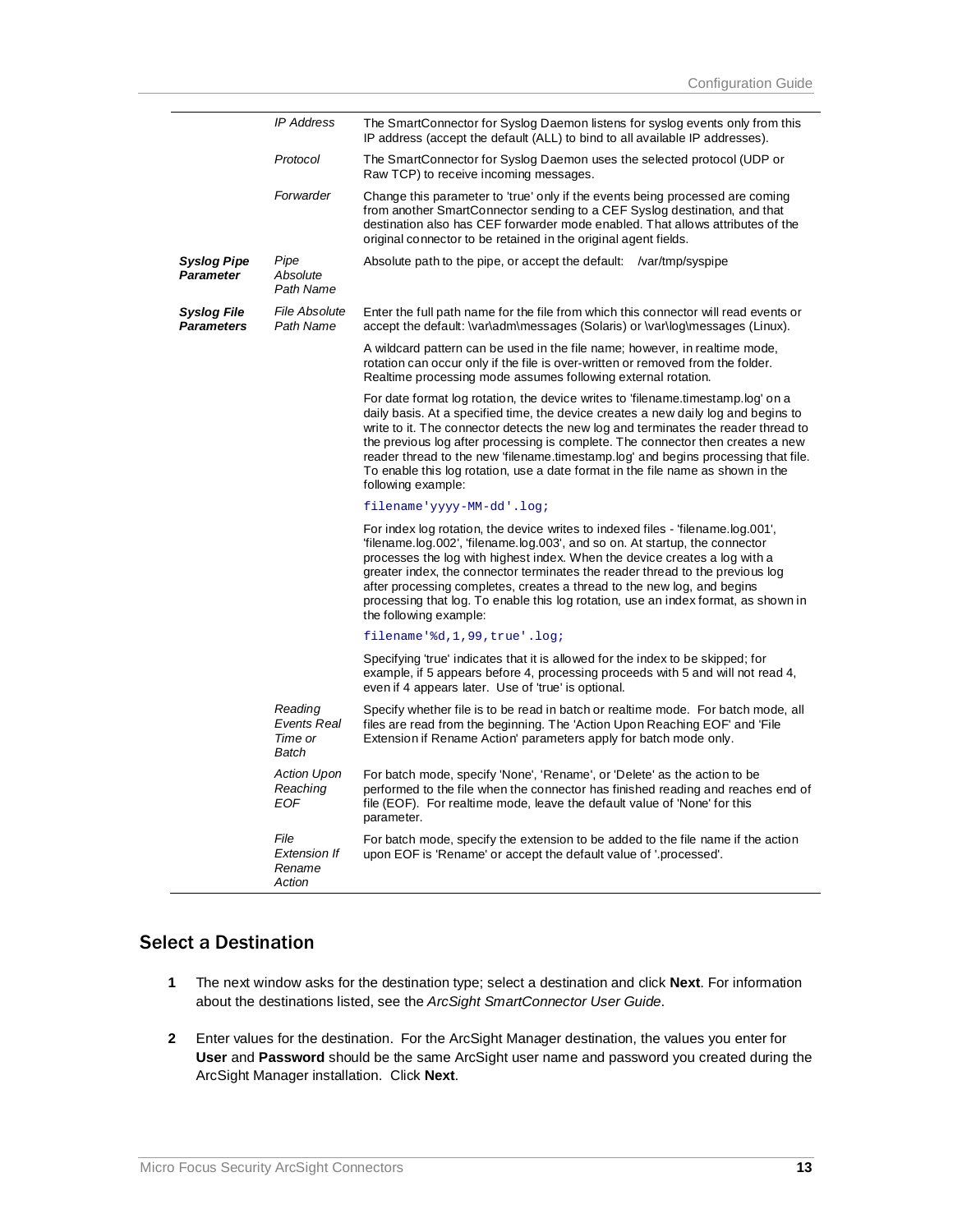| | | |
|---|---|---|
| | *IP Address* | The SmartConnector for Syslog Daemon listens for syslog events only from this IP address (accept the default (ALL) to bind to all available IP addresses). |
| | *Protocol* | The SmartConnector for Syslog Daemon uses the selected protocol (UDP or Raw TCP) to receive incoming messages. |
| | *Forwarder* | Change this parameter to 'true' only if the events being processed are coming from another SmartConnector sending to a CEF Syslog destination, and that destination also has CEF forwarder mode enabled. That allows attributes of the original connector to be retained in the original agent fields. |
| ***Syslog Pipe Parameter*** | *Pipe Absolute Path Name* | Absolute path to the pipe, or accept the default: /var/tmp/syspipe |
| ***Syslog File Parameters*** | *File Absolute Path Name* | Enter the full path name for the file from which this connector will read events or accept the default: \var\adm\messages (Solaris) or \var\log\messages (Linux).<br><br>A wildcard pattern can be used in the file name; however, in realtime mode, rotation can occur only if the file is over-written or removed from the folder. Realtime processing mode assumes following external rotation.<br><br>For date format log rotation, the device writes to 'filename.timestamp.log' on a daily basis. At a specified time, the device creates a new daily log and begins to write to it. The connector detects the new log and terminates the reader thread to the previous log after processing is complete. The connector then creates a new reader thread to the new 'filename.timestamp.log' and begins processing that file. To enable this log rotation, use a date format in the file name as shown in the following example:<br><br>`filename'yyyy-MM-dd'.log;`<br><br>For index log rotation, the device writes to indexed files - 'filename.log.001', 'filename.log.002', 'filename.log.003', and so on. At startup, the connector processes the log with highest index. When the device creates a log with a greater index, the connector terminates the reader thread to the previous log after processing completes, creates a thread to the new log, and begins processing that log. To enable this log rotation, use an index format, as shown in the following example:<br><br>`filename'%d,1,99,true'.log;`<br><br>Specifying 'true' indicates that it is allowed for the index to be skipped; for example, if 5 appears before 4, processing proceeds with 5 and will not read 4, even if 4 appears later. Use of 'true' is optional. |
| | *Reading Events Real Time or Batch* | Specify whether file is to be read in batch or realtime mode. For batch mode, all files are read from the beginning. The 'Action Upon Reaching EOF' and 'File Extension if Rename Action' parameters apply for batch mode only. |
| | *Action Upon Reaching EOF* | For batch mode, specify 'None', 'Rename', or 'Delete' as the action to be performed to the file when the connector has finished reading and reaches end of file (EOF). For realtime mode, leave the default value of 'None' for this parameter. |
| | *File Extension If Rename Action* | For batch mode, specify the extension to be added to the file name if the action upon EOF is 'Rename' or accept the default value of '.processed'. |

## Select a Destination

1. The next window asks for the destination type; select a destination and click **Next**. For information about the destinations listed, see the *ArcSight SmartConnector User Guide*.
2. Enter values for the destination. For the ArcSight Manager destination, the values you enter for **User** and **Password** should be the same ArcSight user name and password you created during the ArcSight Manager installation. Click **Next**.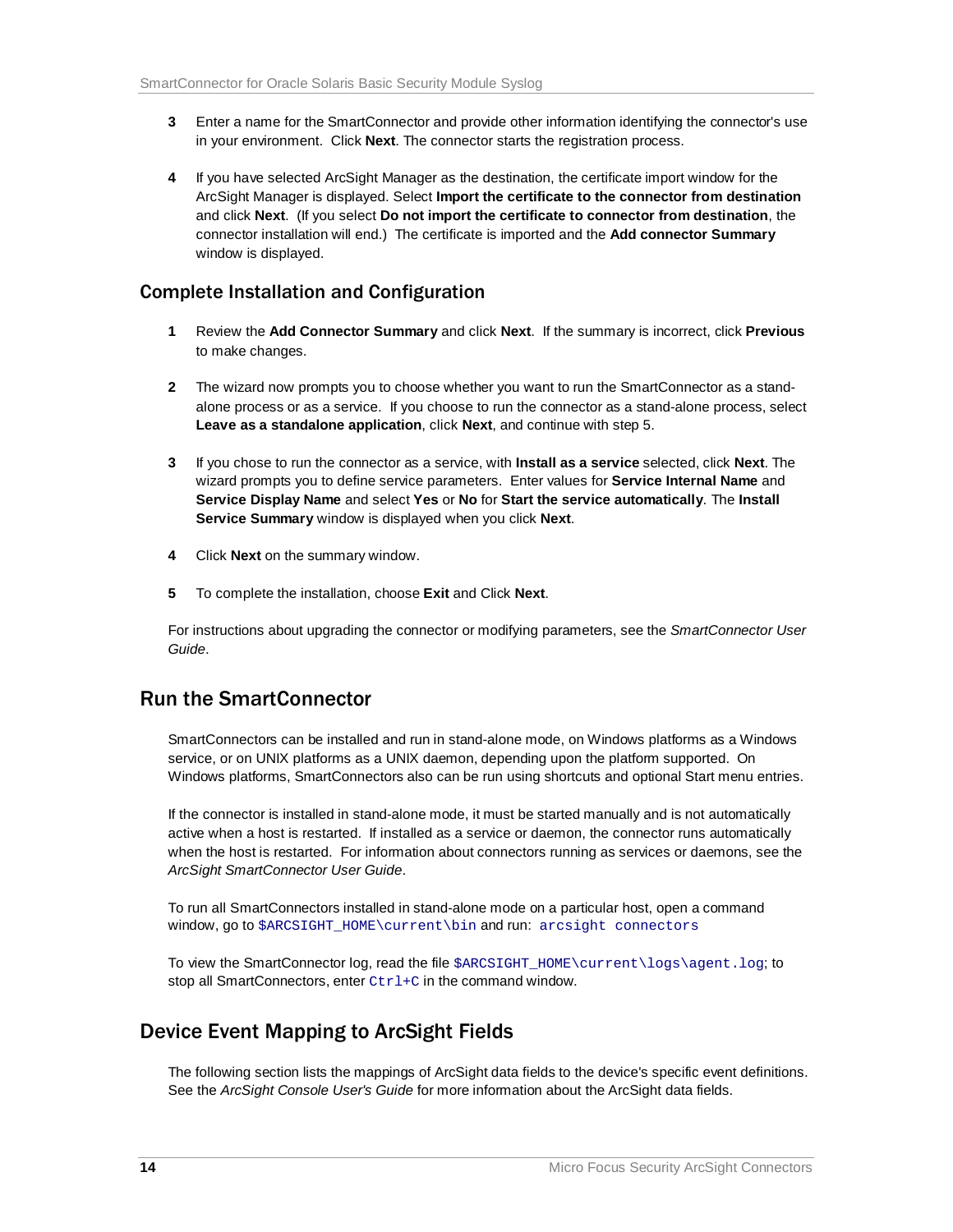3. Enter a name for the SmartConnector and provide other information identifying the connector's use in your environment. Click **Next**. The connector starts the registration process.

4. If you have selected ArcSight Manager as the destination, the certificate import window for the ArcSight Manager is displayed. Select **Import the certificate to the connector from destination** and click **Next**. (If you select **Do not import the certificate to connector from destination**, the connector installation will end.) The certificate is imported and the **Add connector Summary** window is displayed.

### Complete Installation and Configuration

1. Review the **Add Connector Summary** and click **Next**. If the summary is incorrect, click **Previous** to make changes.

2. The wizard now prompts you to choose whether you want to run the SmartConnector as a stand-alone process or as a service. If you choose to run the connector as a stand-alone process, select **Leave as a standalone application**, click **Next**, and continue with step 5.

3. If you chose to run the connector as a service, with **Install as a service** selected, click **Next**. The wizard prompts you to define service parameters. Enter values for **Service Internal Name** and **Service Display Name** and select **Yes** or **No** for **Start the service automatically**. The **Install Service Summary** window is displayed when you click **Next**.

4. Click **Next** on the summary window.

5. To complete the installation, choose **Exit** and Click **Next**.

For instructions about upgrading the connector or modifying parameters, see the *SmartConnector User Guide*.

## Run the SmartConnector

SmartConnectors can be installed and run in stand-alone mode, on Windows platforms as a Windows service, or on UNIX platforms as a UNIX daemon, depending upon the platform supported. On Windows platforms, SmartConnectors also can be run using shortcuts and optional Start menu entries.

If the connector is installed in stand-alone mode, it must be started manually and is not automatically active when a host is restarted. If installed as a service or daemon, the connector runs automatically when the host is restarted. For information about connectors running as services or daemons, see the *ArcSight SmartConnector User Guide*.

To run all SmartConnectors installed in stand-alone mode on a particular host, open a command window, go to `$ARCSIGHT_HOME\current\bin` and run: `arcsight connectors`

To view the SmartConnector log, read the file `$ARCSIGHT_HOME\current\logs\agent.log`; to stop all SmartConnectors, enter `Ctrl+C` in the command window.

## Device Event Mapping to ArcSight Fields

The following section lists the mappings of ArcSight data fields to the device's specific event definitions. See the *ArcSight Console User's Guide* for more information about the ArcSight data fields.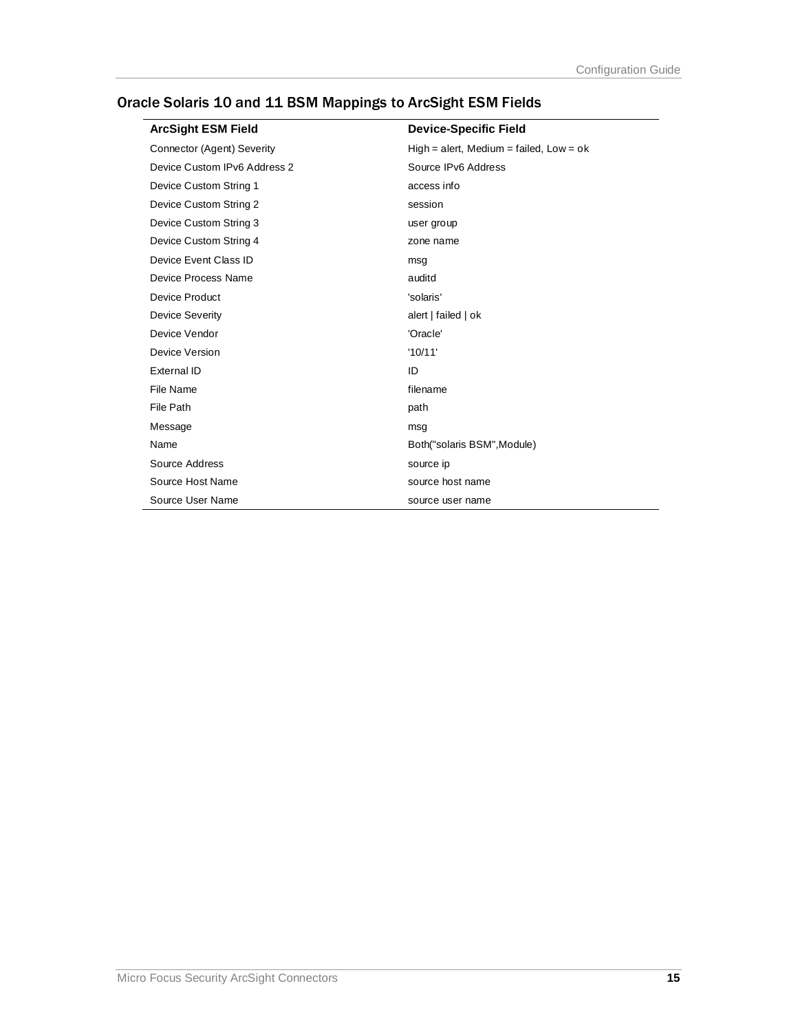## Oracle Solaris 10 and 11 BSM Mappings to ArcSight ESM Fields

| ArcSight ESM Field | Device-Specific Field |
|---|---|
| Connector (Agent) Severity | High = alert, Medium = failed, Low = ok |
| Device Custom IPv6 Address 2 | Source IPv6 Address |
| Device Custom String 1 | access info |
| Device Custom String 2 | session |
| Device Custom String 3 | user group |
| Device Custom String 4 | zone name |
| Device Event Class ID | msg |
| Device Process Name | auditd |
| Device Product | 'solaris' |
| Device Severity | alert \| failed \| ok |
| Device Vendor | 'Oracle' |
| Device Version | '10/11' |
| External ID | ID |
| File Name | filename |
| File Path | path |
| Message | msg |
| Name | Both("solaris BSM",Module) |
| Source Address | source ip |
| Source Host Name | source host name |
| Source User Name | source user name |